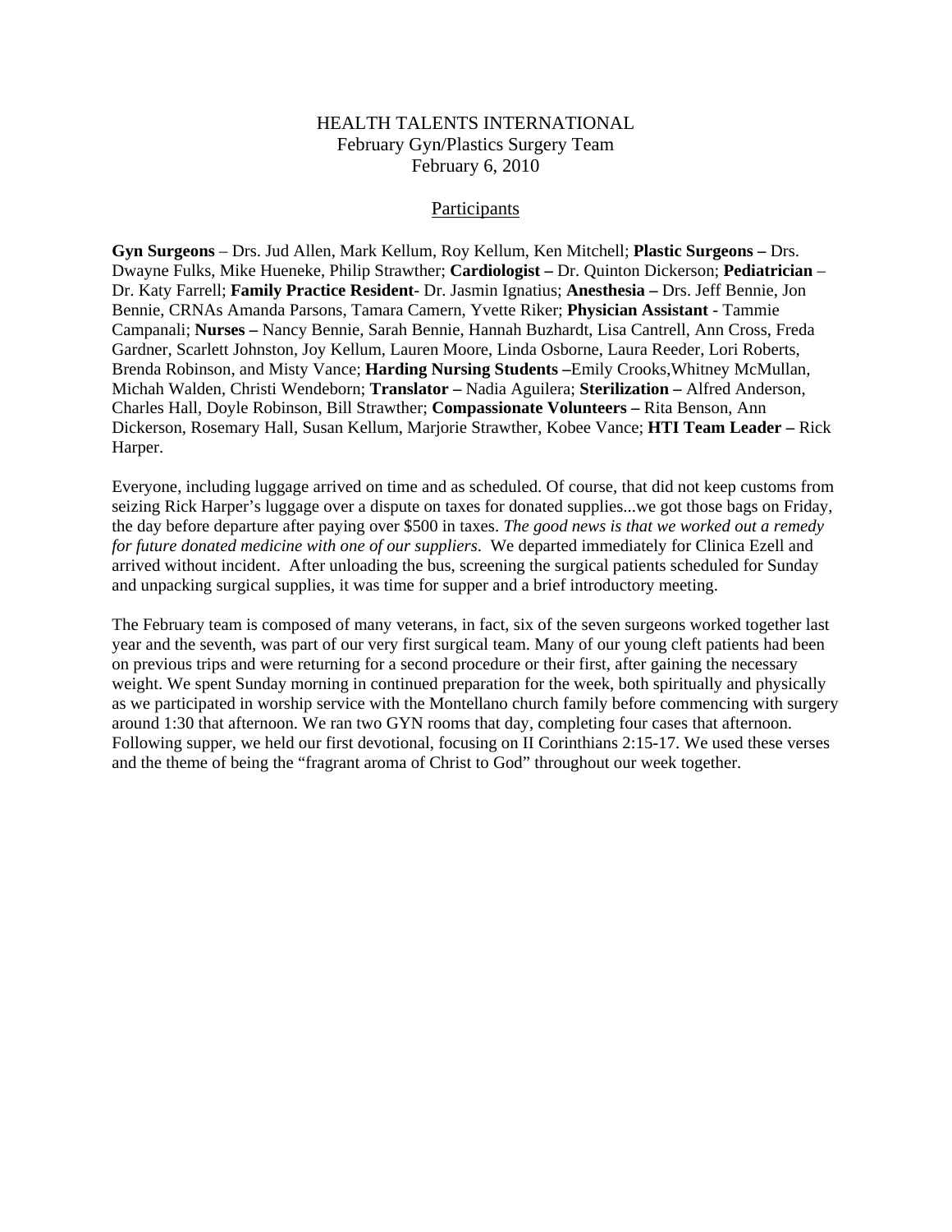# HEALTH TALENTS INTERNATIONAL
## February Gyn/Plastics Surgery Team
## February 6, 2010

## Participants

**Gyn Surgeons** – Drs. Jud Allen, Mark Kellum, Roy Kellum, Ken Mitchell; **Plastic Surgeons –** Drs. Dwayne Fulks, Mike Hueneke, Philip Strawther; **Cardiologist –** Dr. Quinton Dickerson; **Pediatrician** – Dr. Katy Farrell; **Family Practice Resident**- Dr. Jasmin Ignatius; **Anesthesia –** Drs. Jeff Bennie, Jon Bennie, CRNAs Amanda Parsons, Tamara Camern, Yvette Riker; **Physician Assistant** - Tammie Campanali; **Nurses –** Nancy Bennie, Sarah Bennie, Hannah Buzhardt, Lisa Cantrell, Ann Cross, Freda Gardner, Scarlett Johnston, Joy Kellum, Lauren Moore, Linda Osborne, Laura Reeder, Lori Roberts, Brenda Robinson, and Misty Vance; **Harding Nursing Students –**Emily Crooks,Whitney McMullan, Michah Walden, Christi Wendeborn; **Translator –** Nadia Aguilera; **Sterilization –** Alfred Anderson, Charles Hall, Doyle Robinson, Bill Strawther; **Compassionate Volunteers –** Rita Benson, Ann Dickerson, Rosemary Hall, Susan Kellum, Marjorie Strawther, Kobee Vance; **HTI Team Leader –** Rick Harper.

Everyone, including luggage arrived on time and as scheduled. Of course, that did not keep customs from seizing Rick Harper's luggage over a dispute on taxes for donated supplies...we got those bags on Friday, the day before departure after paying over $500 in taxes. *The good news is that we worked out a remedy for future donated medicine with one of our suppliers*. We departed immediately for Clinica Ezell and arrived without incident. After unloading the bus, screening the surgical patients scheduled for Sunday and unpacking surgical supplies, it was time for supper and a brief introductory meeting.

The February team is composed of many veterans, in fact, six of the seven surgeons worked together last year and the seventh, was part of our very first surgical team. Many of our young cleft patients had been on previous trips and were returning for a second procedure or their first, after gaining the necessary weight. We spent Sunday morning in continued preparation for the week, both spiritually and physically as we participated in worship service with the Montellano church family before commencing with surgery around 1:30 that afternoon. We ran two GYN rooms that day, completing four cases that afternoon. Following supper, we held our first devotional, focusing on II Corinthians 2:15-17. We used these verses and the theme of being the "fragrant aroma of Christ to God" throughout our week together.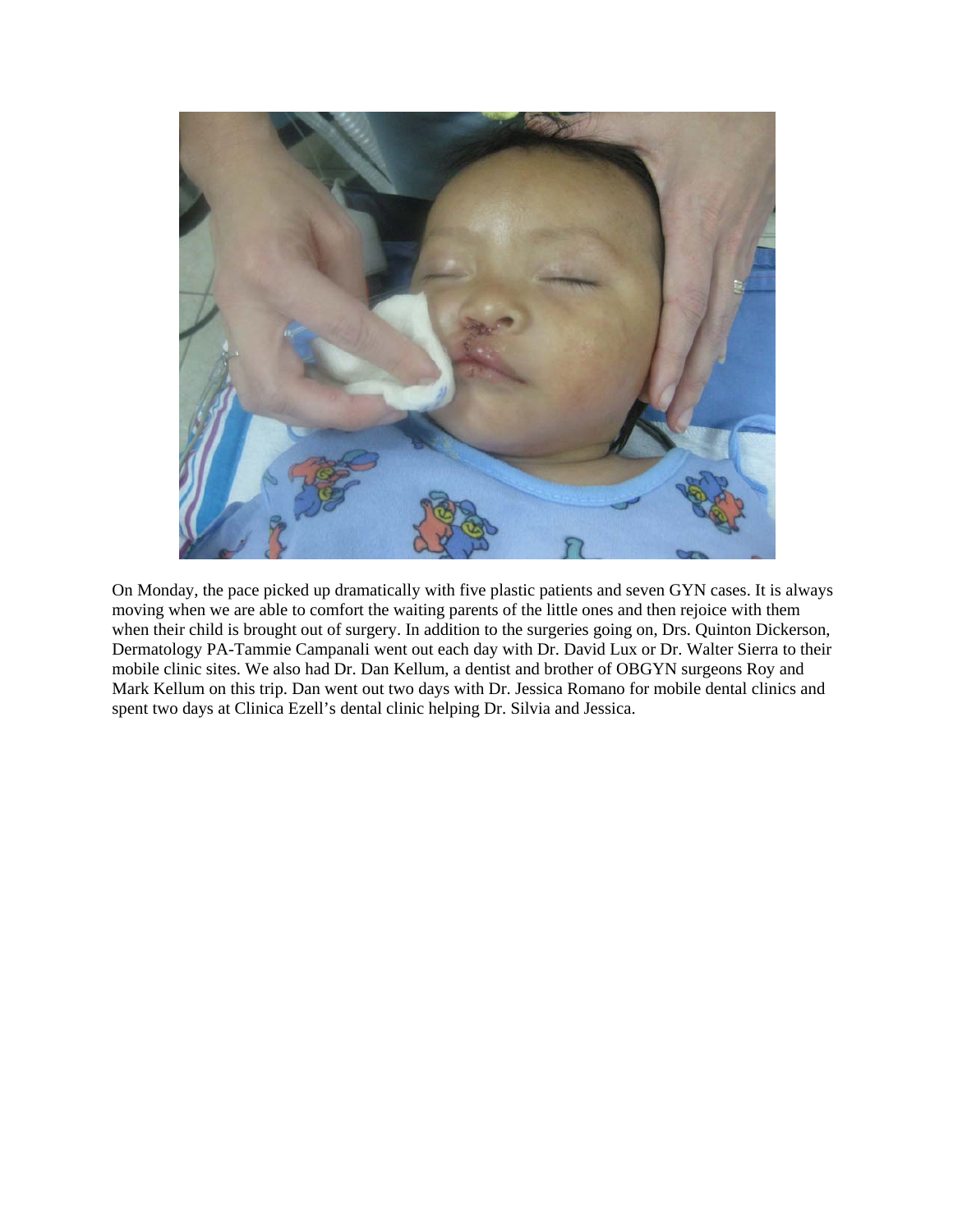On Monday, the pace picked up dramatically with five plastic patients and seven GYN cases. It is always moving when we are able to comfort the waiting parents of the little ones and then rejoice with them when their child is brought out of surgery. In addition to the surgeries going on, Drs. Quinton Dickerson, Dermatology PA-Tammie Campanali went out each day with Dr. David Lux or Dr. Walter Sierra to their mobile clinic sites. We also had Dr. Dan Kellum, a dentist and brother of OBGYN surgeons Roy and Mark Kellum on this trip. Dan went out two days with Dr. Jessica Romano for mobile dental clinics and spent two days at Clinica Ezell's dental clinic helping Dr. Silvia and Jessica.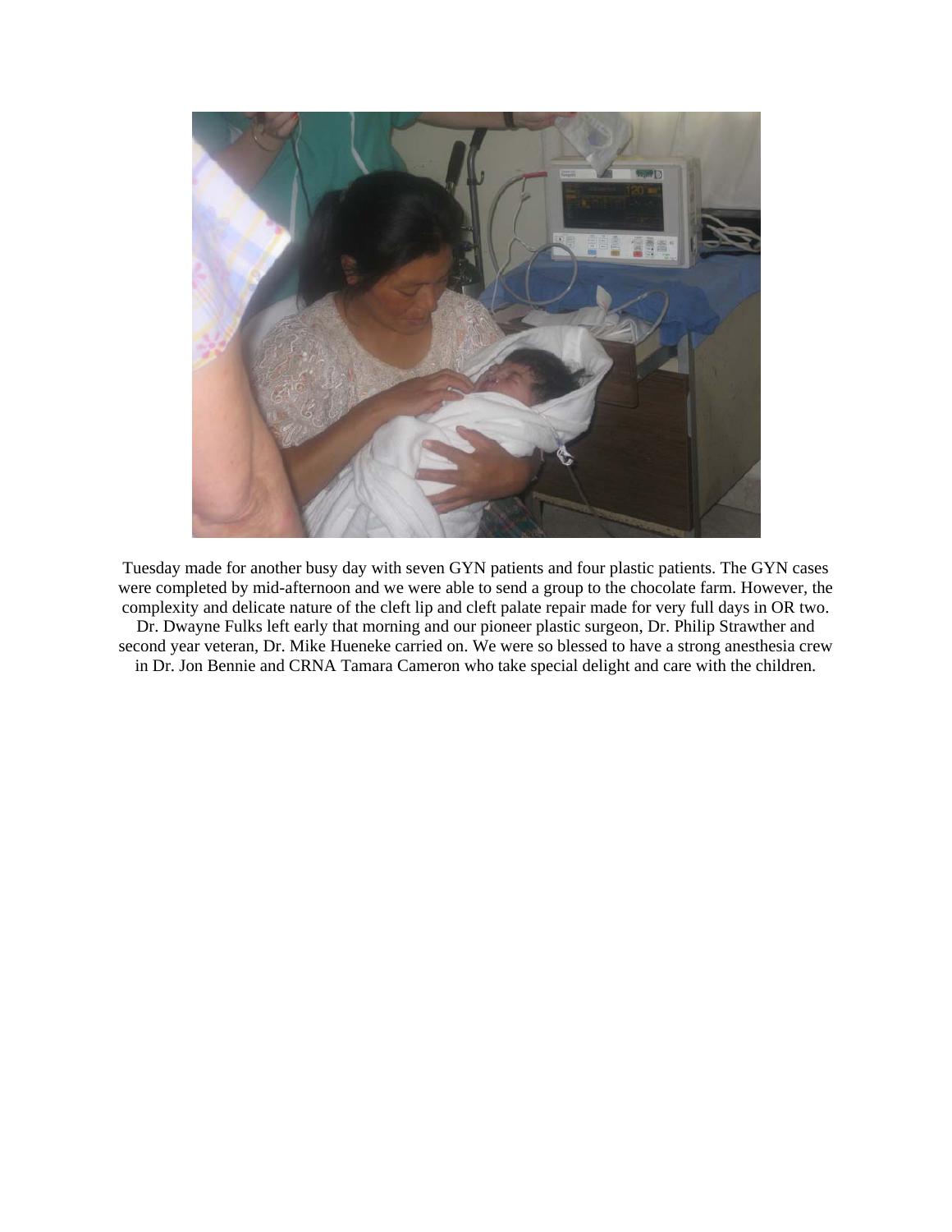Tuesday made for another busy day with seven GYN patients and four plastic patients. The GYN cases were completed by mid-afternoon and we were able to send a group to the chocolate farm. However, the complexity and delicate nature of the cleft lip and cleft palate repair made for very full days in OR two. Dr. Dwayne Fulks left early that morning and our pioneer plastic surgeon, Dr. Philip Strawther and second year veteran, Dr. Mike Hueneke carried on. We were so blessed to have a strong anesthesia crew in Dr. Jon Bennie and CRNA Tamara Cameron who take special delight and care with the children.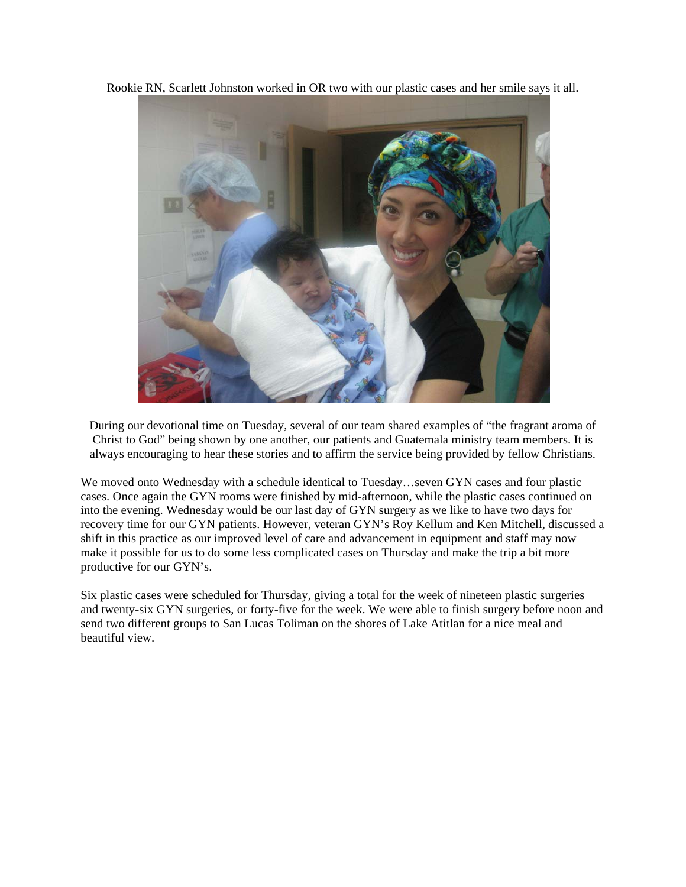Rookie RN, Scarlett Johnston worked in OR two with our plastic cases and her smile says it all.

During our devotional time on Tuesday, several of our team shared examples of "the fragrant aroma of Christ to God" being shown by one another, our patients and Guatemala ministry team members. It is always encouraging to hear these stories and to affirm the service being provided by fellow Christians.

We moved onto Wednesday with a schedule identical to Tuesday…seven GYN cases and four plastic cases. Once again the GYN rooms were finished by mid-afternoon, while the plastic cases continued on into the evening. Wednesday would be our last day of GYN surgery as we like to have two days for recovery time for our GYN patients. However, veteran GYN's Roy Kellum and Ken Mitchell, discussed a shift in this practice as our improved level of care and advancement in equipment and staff may now make it possible for us to do some less complicated cases on Thursday and make the trip a bit more productive for our GYN's.

Six plastic cases were scheduled for Thursday, giving a total for the week of nineteen plastic surgeries and twenty-six GYN surgeries, or forty-five for the week. We were able to finish surgery before noon and send two different groups to San Lucas Toliman on the shores of Lake Atitlan for a nice meal and beautiful view.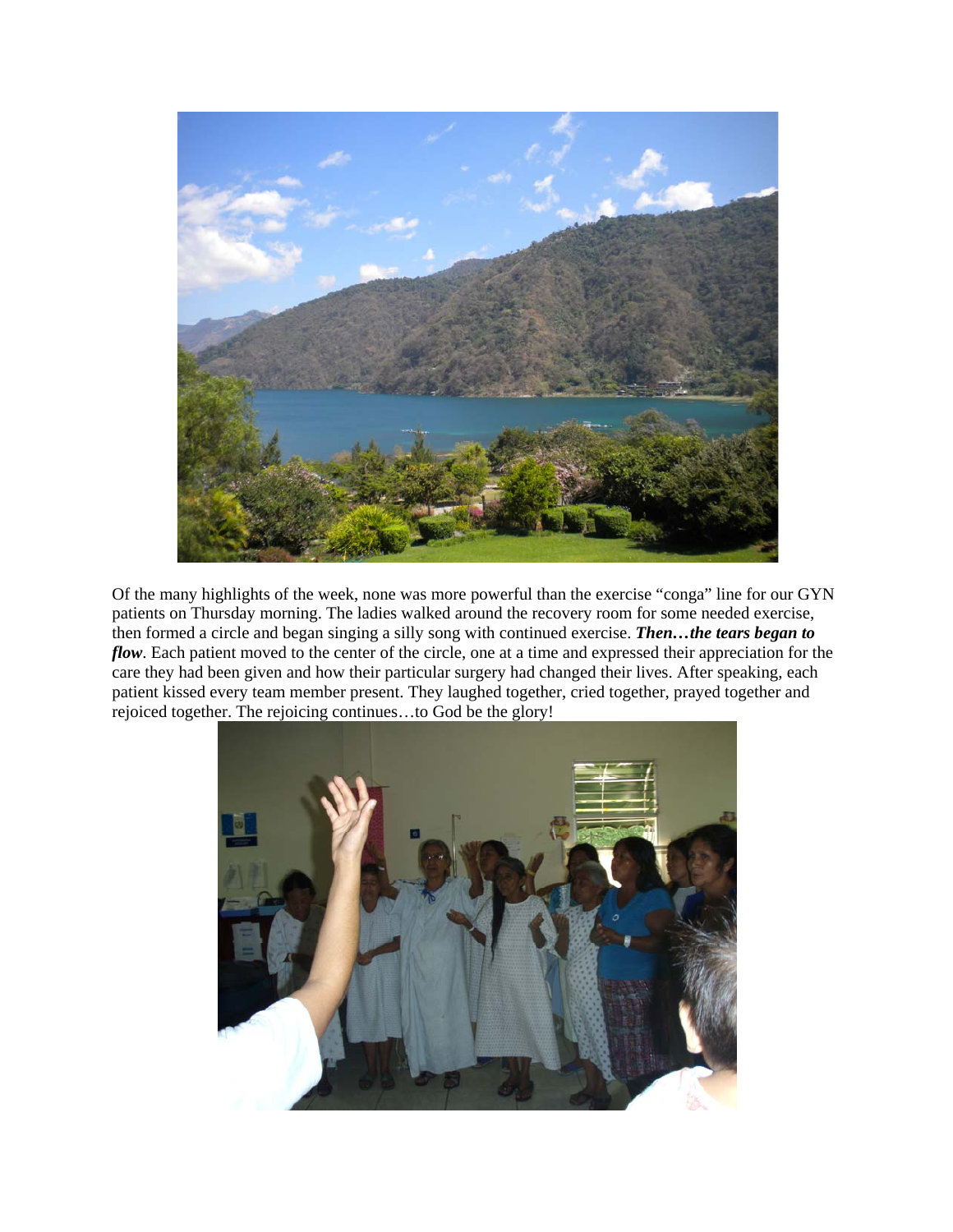Of the many highlights of the week, none was more powerful than the exercise “conga” line for our GYN patients on Thursday morning. The ladies walked around the recovery room for some needed exercise, then formed a circle and began singing a silly song with continued exercise. ***Then…the tears began to flow***. Each patient moved to the center of the circle, one at a time and expressed their appreciation for the care they had been given and how their particular surgery had changed their lives. After speaking, each patient kissed every team member present. They laughed together, cried together, prayed together and rejoiced together. The rejoicing continues…to God be the glory!